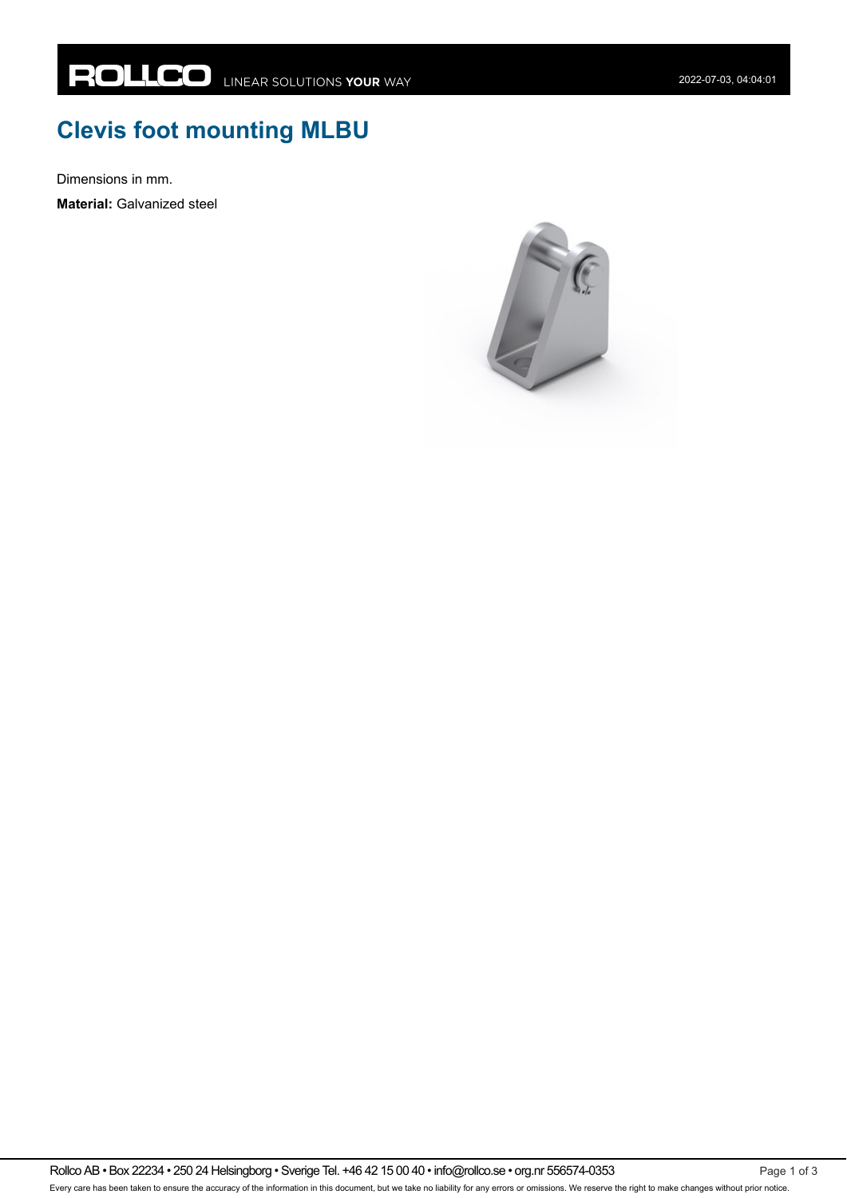# Clevis foot mounting MLBU

Dimensions in mm.

**Material:** Galvanized steel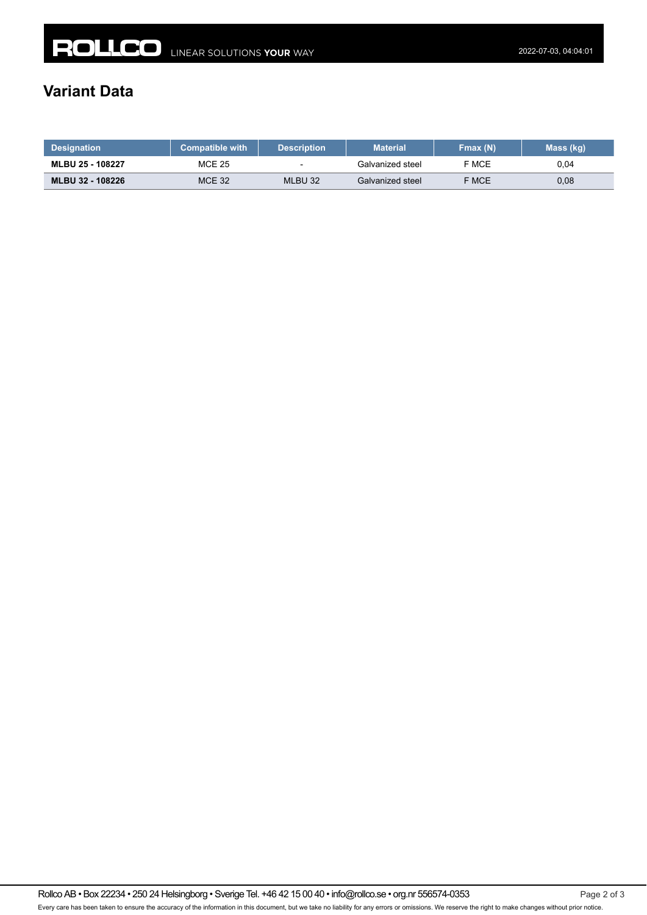## Variant Data

| Designation | Compatible with | Description | Material | Fmax (N) | Mass (kg) |
|---|---|---|---|---|---|
| **MLBU 25 - 108227** | MCE 25 | - | Galvanized steel | F MCE | 0,04 |
| **MLBU 32 - 108226** | MCE 32 | MLBU 32 | Galvanized steel | F MCE | 0,08 |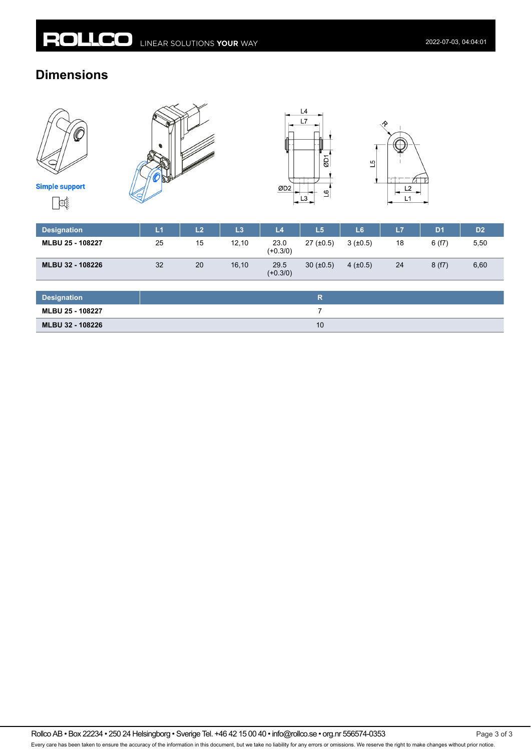## Dimensions

Simple support

| Designation | L1 | L2 | L3 | L4 | L5 | L6 | L7 | D1 | D2 |
|---|---|---|---|---|---|---|---|---|---|
| **MLBU 25 - 108227** | 25 | 15 | 12,10 | 23.0 (+0.3/0) | 27 (±0.5) | 3 (±0.5) | 18 | 6 (f7) | 5,50 |
| **MLBU 32 - 108226** | 32 | 20 | 16,10 | 29.5 (+0.3/0) | 30 (±0.5) | 4 (±0.5) | 24 | 8 (f7) | 6,60 |

| Designation | R |
|---|---|
| **MLBU 25 - 108227** | 7 |
| **MLBU 32 - 108226** | 10 |

Rollco AB • Box 22234 • 250 24 Helsingborg • Sverige Tel. +46 42 15 00 40 • info@rollco.se • org.nr 556574-0353

Every care has been taken to ensure the accuracy of the information in this document, but we take no liability for any errors or omissions. We reserve the right to make changes without prior notice.